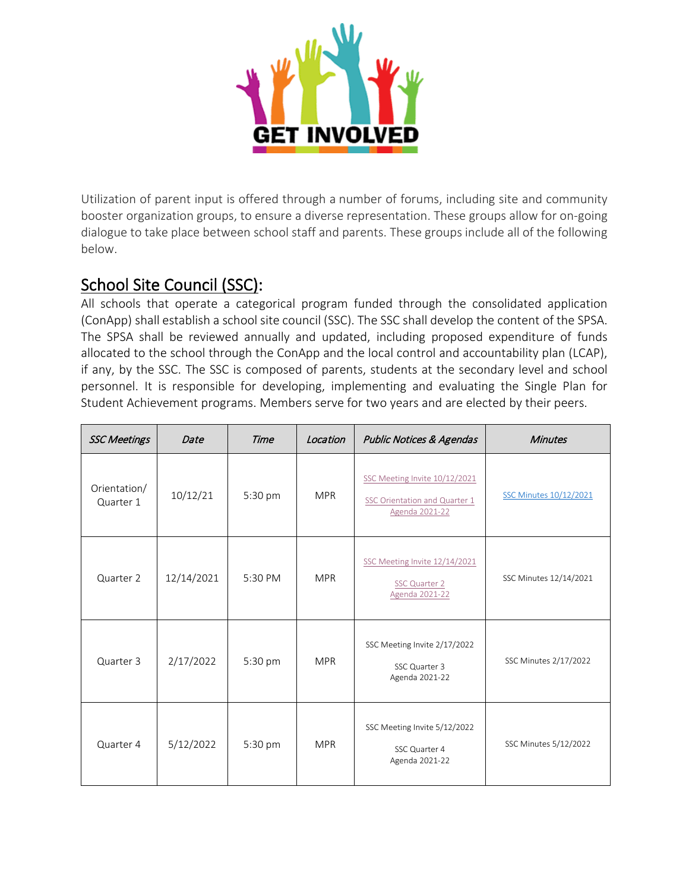GET INVOLVED

Utilization of parent input is offered through a number of forums, including site and community booster organization groups, to ensure a diverse representation. These groups allow for on-going dialogue to take place between school staff and parents. These groups include all of the following below.

## School Site Council (SSC):

All schools that operate a categorical program funded through the consolidated application (ConApp) shall establish a school site council (SSC). The SSC shall develop the content of the SPSA. The SPSA shall be reviewed annually and updated, including proposed expenditure of funds allocated to the school through the ConApp and the local control and accountability plan (LCAP), if any, by the SSC. The SSC is composed of parents, students at the secondary level and school personnel. It is responsible for developing, implementing and evaluating the Single Plan for Student Achievement programs. Members serve for two years and are elected by their peers.

| *SSC Meetings* | *Date* | *Time* | *Location* | *Public Notices & Agendas* | *Minutes* |
|---|---|---|---|---|---|
| Orientation/ Quarter 1 | 10/12/21 | 5:30 pm | MPR | SSC Meeting Invite 10/12/2021<br>SSC Orientation and Quarter 1 Agenda 2021-22 | SSC Minutes 10/12/2021 |
| Quarter 2 | 12/14/2021 | 5:30 PM | MPR | SSC Meeting Invite 12/14/2021<br>SSC Quarter 2 Agenda 2021-22 | SSC Minutes 12/14/2021 |
| Quarter 3 | 2/17/2022 | 5:30 pm | MPR | SSC Meeting Invite 2/17/2022<br>SSC Quarter 3 Agenda 2021-22 | SSC Minutes 2/17/2022 |
| Quarter 4 | 5/12/2022 | 5:30 pm | MPR | SSC Meeting Invite 5/12/2022<br>SSC Quarter 4 Agenda 2021-22 | SSC Minutes 5/12/2022 |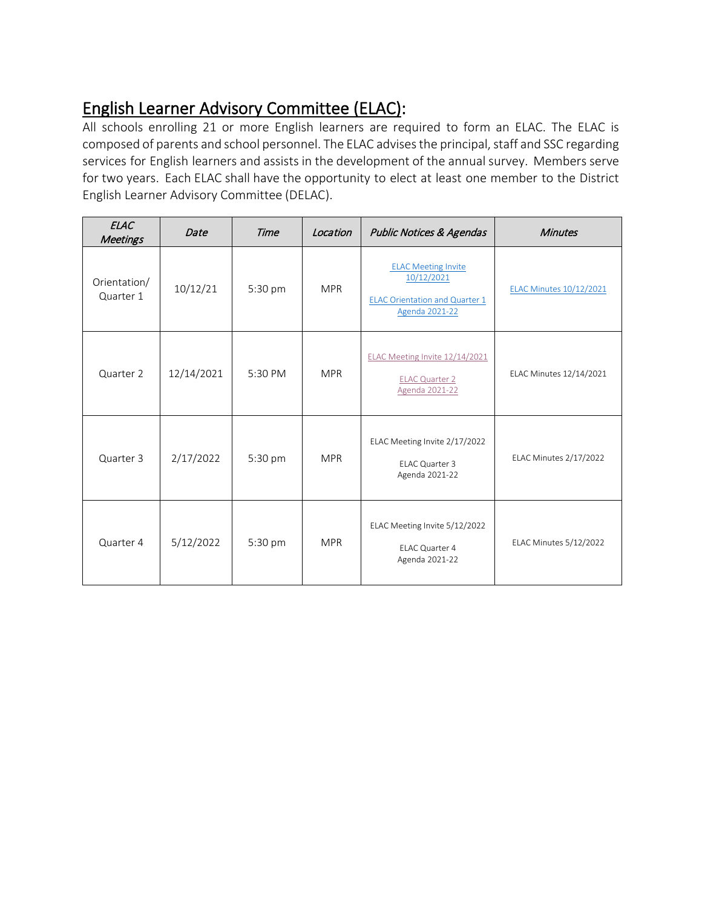## English Learner Advisory Committee (ELAC):

All schools enrolling 21 or more English learners are required to form an ELAC. The ELAC is composed of parents and school personnel. The ELAC advises the principal, staff and SSC regarding services for English learners and assists in the development of the annual survey. Members serve for two years. Each ELAC shall have the opportunity to elect at least one member to the District English Learner Advisory Committee (DELAC).

| *ELAC Meetings* | *Date* | *Time* | *Location* | *Public Notices & Agendas* | *Minutes* |
|---|---|---|---|---|---|
| Orientation/ Quarter 1 | 10/12/21 | 5:30 pm | MPR | ELAC Meeting Invite 10/12/2021<br>ELAC Orientation and Quarter 1 Agenda 2021-22 | ELAC Minutes 10/12/2021 |
| Quarter 2 | 12/14/2021 | 5:30 PM | MPR | ELAC Meeting Invite 12/14/2021<br>ELAC Quarter 2 Agenda 2021-22 | ELAC Minutes 12/14/2021 |
| Quarter 3 | 2/17/2022 | 5:30 pm | MPR | ELAC Meeting Invite 2/17/2022<br>ELAC Quarter 3 Agenda 2021-22 | ELAC Minutes 2/17/2022 |
| Quarter 4 | 5/12/2022 | 5:30 pm | MPR | ELAC Meeting Invite 5/12/2022<br>ELAC Quarter 4 Agenda 2021-22 | ELAC Minutes 5/12/2022 |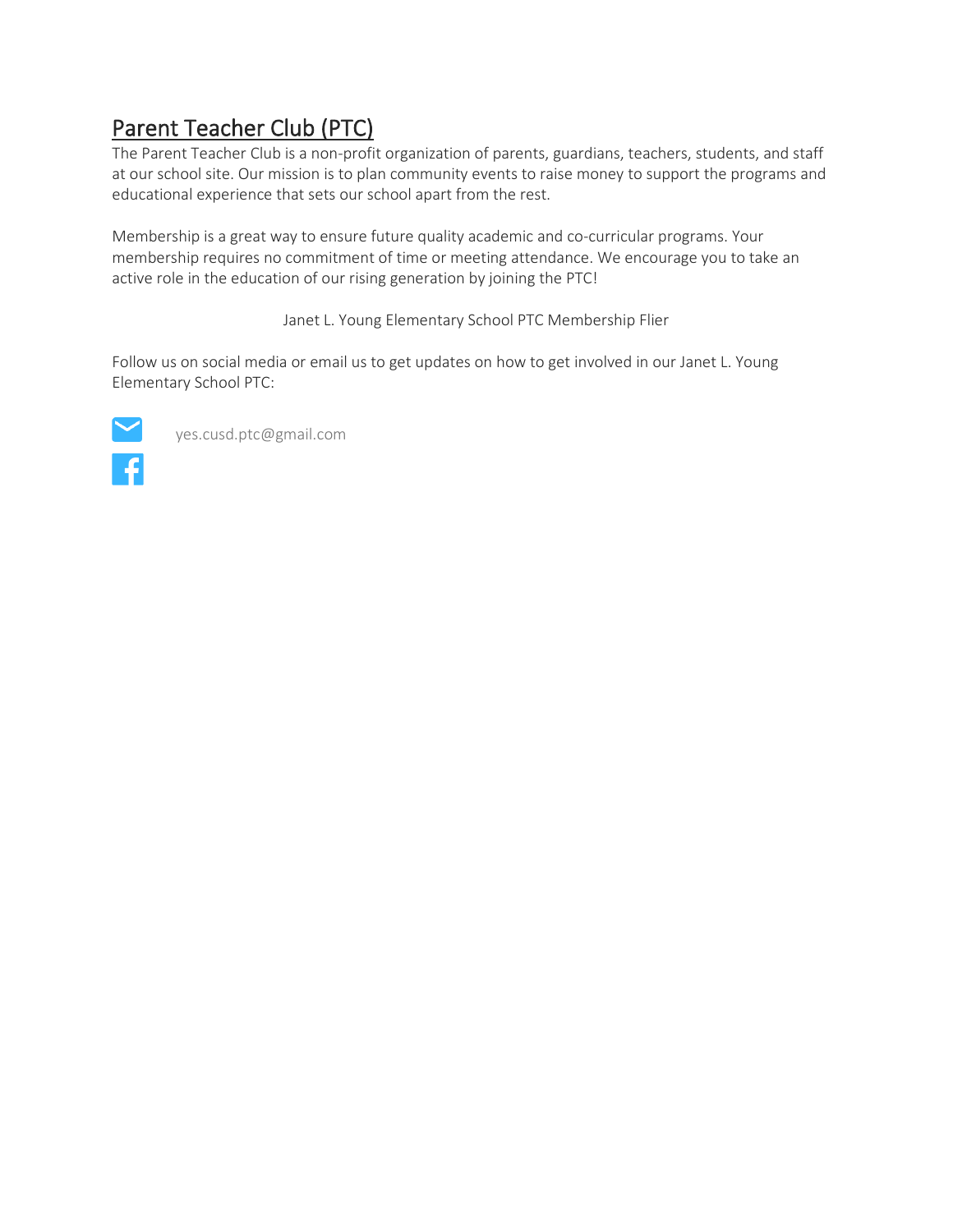## Parent Teacher Club (PTC)

The Parent Teacher Club is a non-profit organization of parents, guardians, teachers, students, and staff at our school site. Our mission is to plan community events to raise money to support the programs and educational experience that sets our school apart from the rest.

Membership is a great way to ensure future quality academic and co-curricular programs. Your membership requires no commitment of time or meeting attendance. We encourage you to take an active role in the education of our rising generation by joining the PTC!

Janet L. Young Elementary School PTC Membership Flier

Follow us on social media or email us to get updates on how to get involved in our Janet L. Young Elementary School PTC:

yes.cusd.ptc@gmail.com